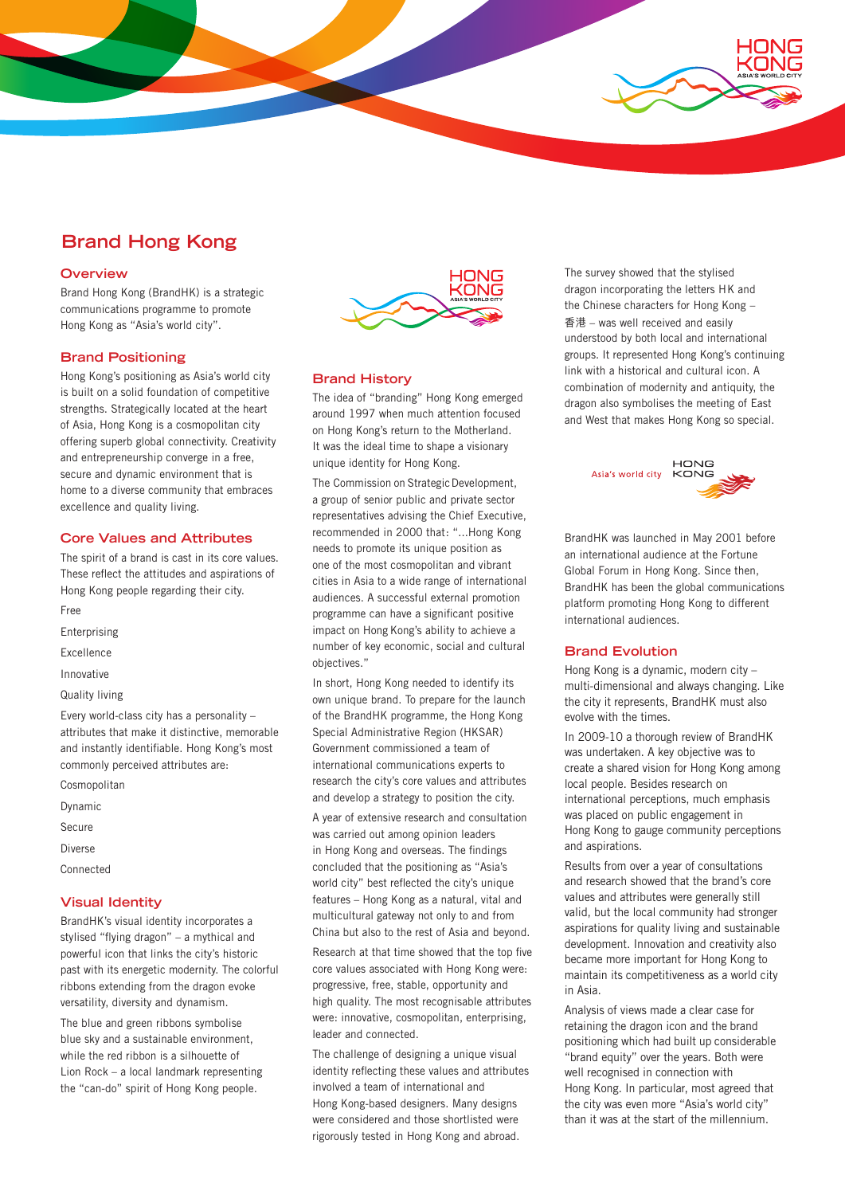# Brand Hong Kong

## Overview

Brand Hong Kong (BrandHK) is a strategic communications programme to promote Hong Kong as "Asia's world city".

## Brand Positioning

Hong Kong's positioning as Asia's world city is built on a solid foundation of competitive strengths. Strategically located at the heart of Asia, Hong Kong is a cosmopolitan city offering superb global connectivity. Creativity and entrepreneurship converge in a free, secure and dynamic environment that is home to a diverse community that embraces excellence and quality living.

## Core Values and Attributes

The spirit of a brand is cast in its core values. These reflect the attitudes and aspirations of Hong Kong people regarding their city.

Free

Enterprising

Excellence

Innovative

Quality living

Every world-class city has a personality – attributes that make it distinctive, memorable and instantly identifiable. Hong Kong's most commonly perceived attributes are:

Cosmopolitan

Dynamic

Secure

Diverse

Connected

## Visual Identity

BrandHK's visual identity incorporates a stylised "flying dragon" – a mythical and powerful icon that links the city's historic past with its energetic modernity. The colorful ribbons extending from the dragon evoke versatility, diversity and dynamism.

The blue and green ribbons symbolise blue sky and a sustainable environment, while the red ribbon is a silhouette of Lion Rock – a local landmark representing the "can-do" spirit of Hong Kong people.

## Brand History

The idea of "branding" Hong Kong emerged around 1997 when much attention focused on Hong Kong's return to the Motherland. It was the ideal time to shape a visionary unique identity for Hong Kong.

The Commission on Strategic Development, a group of senior public and private sector representatives advising the Chief Executive, recommended in 2000 that: "...Hong Kong needs to promote its unique position as one of the most cosmopolitan and vibrant cities in Asia to a wide range of international audiences. A successful external promotion programme can have a significant positive impact on Hong Kong's ability to achieve a number of key economic, social and cultural objectives."

In short, Hong Kong needed to identify its own unique brand. To prepare for the launch of the BrandHK programme, the Hong Kong Special Administrative Region (HKSAR) Government commissioned a team of international communications experts to research the city's core values and attributes and develop a strategy to position the city.

A year of extensive research and consultation was carried out among opinion leaders in Hong Kong and overseas. The findings concluded that the positioning as "Asia's world city" best reflected the city's unique features – Hong Kong as a natural, vital and multicultural gateway not only to and from China but also to the rest of Asia and beyond.

Research at that time showed that the top five core values associated with Hong Kong were: progressive, free, stable, opportunity and high quality. The most recognisable attributes were: innovative, cosmopolitan, enterprising, leader and connected.

The challenge of designing a unique visual identity reflecting these values and attributes involved a team of international and Hong Kong-based designers. Many designs were considered and those shortlisted were rigorously tested in Hong Kong and abroad.

The survey showed that the stylised dragon incorporating the letters HK and the Chinese characters for Hong Kong – 香港 – was well received and easily understood by both local and international groups. It represented Hong Kong's continuing link with a historical and cultural icon. A combination of modernity and antiquity, the dragon also symbolises the meeting of East and West that makes Hong Kong so special.

BrandHK was launched in May 2001 before an international audience at the Fortune Global Forum in Hong Kong. Since then, BrandHK has been the global communications platform promoting Hong Kong to different international audiences.

## Brand Evolution

Hong Kong is a dynamic, modern city – multi-dimensional and always changing. Like the city it represents, BrandHK must also evolve with the times.

In 2009-10 a thorough review of BrandHK was undertaken. A key objective was to create a shared vision for Hong Kong among local people. Besides research on international perceptions, much emphasis was placed on public engagement in Hong Kong to gauge community perceptions and aspirations.

Results from over a year of consultations and research showed that the brand's core values and attributes were generally still valid, but the local community had stronger aspirations for quality living and sustainable development. Innovation and creativity also became more important for Hong Kong to maintain its competitiveness as a world city in Asia.

Analysis of views made a clear case for retaining the dragon icon and the brand positioning which had built up considerable "brand equity" over the years. Both were well recognised in connection with Hong Kong. In particular, most agreed that the city was even more "Asia's world city" than it was at the start of the millennium.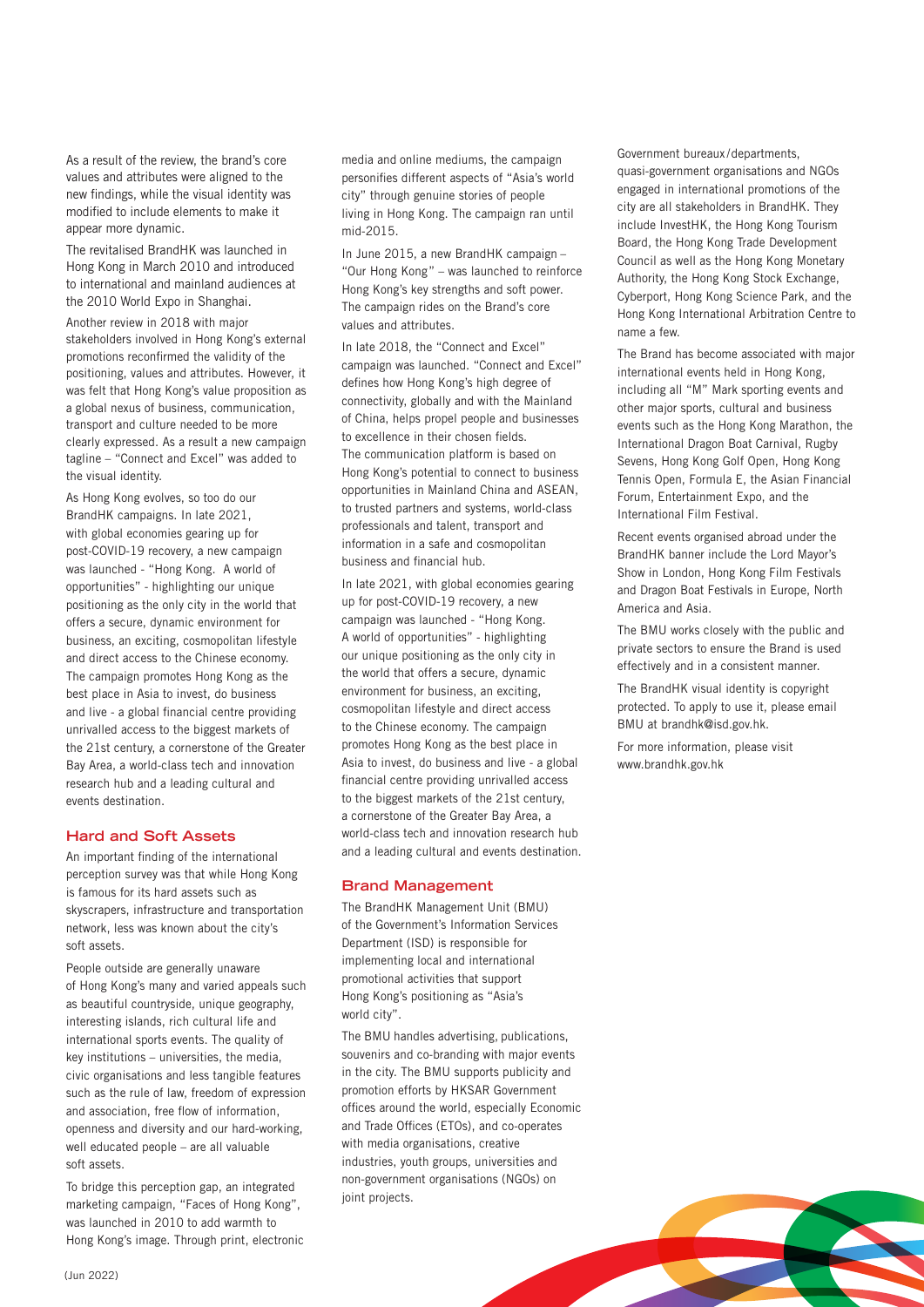As a result of the review, the brand's core values and attributes were aligned to the new findings, while the visual identity was modified to include elements to make it appear more dynamic.

The revitalised BrandHK was launched in Hong Kong in March 2010 and introduced to international and mainland audiences at the 2010 World Expo in Shanghai.

Another review in 2018 with major stakeholders involved in Hong Kong's external promotions reconfirmed the validity of the positioning, values and attributes. However, it was felt that Hong Kong's value proposition as a global nexus of business, communication, transport and culture needed to be more clearly expressed. As a result a new campaign tagline – "Connect and Excel" was added to the visual identity.

As Hong Kong evolves, so too do our BrandHK campaigns. In late 2021, with global economies gearing up for post-COVID-19 recovery, a new campaign was launched - "Hong Kong. A world of opportunities" - highlighting our unique positioning as the only city in the world that offers a secure, dynamic environment for business, an exciting, cosmopolitan lifestyle and direct access to the Chinese economy. The campaign promotes Hong Kong as the best place in Asia to invest, do business and live - a global financial centre providing unrivalled access to the biggest markets of the 21st century, a cornerstone of the Greater Bay Area, a world-class tech and innovation research hub and a leading cultural and events destination.

## Hard and Soft Assets

An important finding of the international perception survey was that while Hong Kong is famous for its hard assets such as skyscrapers, infrastructure and transportation network, less was known about the city's soft assets.

People outside are generally unaware of Hong Kong's many and varied appeals such as beautiful countryside, unique geography, interesting islands, rich cultural life and international sports events. The quality of key institutions – universities, the media, civic organisations and less tangible features such as the rule of law, freedom of expression and association, free flow of information, openness and diversity and our hard-working, well educated people – are all valuable soft assets.

To bridge this perception gap, an integrated marketing campaign, "Faces of Hong Kong", was launched in 2010 to add warmth to Hong Kong's image. Through print, electronic media and online mediums, the campaign personifies different aspects of "Asia's world city" through genuine stories of people living in Hong Kong. The campaign ran until mid-2015.

In June 2015, a new BrandHK campaign – "Our Hong Kong" – was launched to reinforce Hong Kong's key strengths and soft power. The campaign rides on the Brand's core values and attributes.

In late 2018, the "Connect and Excel" campaign was launched. "Connect and Excel" defines how Hong Kong's high degree of connectivity, globally and with the Mainland of China, helps propel people and businesses to excellence in their chosen fields. The communication platform is based on Hong Kong's potential to connect to business opportunities in Mainland China and ASEAN, to trusted partners and systems, world-class professionals and talent, transport and information in a safe and cosmopolitan business and financial hub.

In late 2021, with global economies gearing up for post-COVID-19 recovery, a new campaign was launched - "Hong Kong. A world of opportunities" - highlighting our unique positioning as the only city in the world that offers a secure, dynamic environment for business, an exciting, cosmopolitan lifestyle and direct access to the Chinese economy. The campaign promotes Hong Kong as the best place in Asia to invest, do business and live - a global financial centre providing unrivalled access to the biggest markets of the 21st century, a cornerstone of the Greater Bay Area, a world-class tech and innovation research hub and a leading cultural and events destination.

## Brand Management

The BrandHK Management Unit (BMU) of the Government's Information Services Department (ISD) is responsible for implementing local and international promotional activities that support Hong Kong's positioning as "Asia's world city".

The BMU handles advertising, publications, souvenirs and co-branding with major events in the city. The BMU supports publicity and promotion efforts by HKSAR Government offices around the world, especially Economic and Trade Offices (ETOs), and co-operates with media organisations, creative industries, youth groups, universities and non-government organisations (NGOs) on joint projects.

Government bureaux/departments, quasi-government organisations and NGOs engaged in international promotions of the city are all stakeholders in BrandHK. They include InvestHK, the Hong Kong Tourism Board, the Hong Kong Trade Development Council as well as the Hong Kong Monetary Authority, the Hong Kong Stock Exchange, Cyberport, Hong Kong Science Park, and the Hong Kong International Arbitration Centre to name a few.

The Brand has become associated with major international events held in Hong Kong, including all "M" Mark sporting events and other major sports, cultural and business events such as the Hong Kong Marathon, the International Dragon Boat Carnival, Rugby Sevens, Hong Kong Golf Open, Hong Kong Tennis Open, Formula E, the Asian Financial Forum, Entertainment Expo, and the International Film Festival.

Recent events organised abroad under the BrandHK banner include the Lord Mayor's Show in London, Hong Kong Film Festivals and Dragon Boat Festivals in Europe, North America and Asia.

The BMU works closely with the public and private sectors to ensure the Brand is used effectively and in a consistent manner.

The BrandHK visual identity is copyright protected. To apply to use it, please email BMU at brandhk@isd.gov.hk.

For more information, please visit www.brandhk.gov.hk

(Jun 2022)